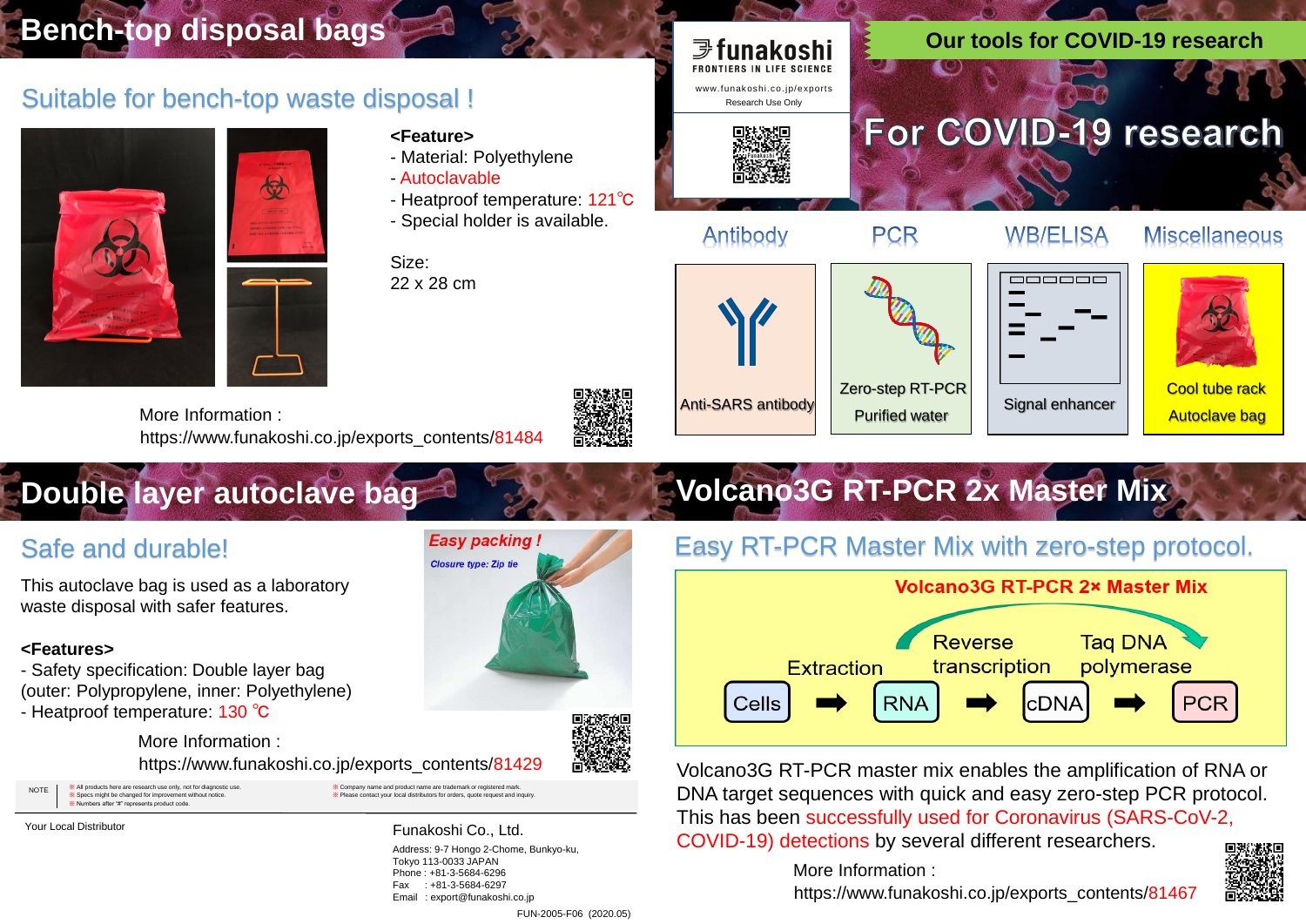# For COVID-19 research

funakoshi
FRONTIERS IN LIFE SCIENCE
www.funakoshi.co.jp/exports
Research Use Only

## Our tools for COVID-19 research

| Antibody | PCR | WB/ELISA | Miscellaneous |
|---|---|---|---|
| Anti-SARS antibody | Zero-step RT-PCR<br>Purified water | Signal enhancer | Cool tube rack<br>Autoclave bag |

## Bench-top disposal bags

### Suitable for bench-top waste disposal !

**<Feature>**
- Material: Polyethylene
- Autoclavable
- Heatproof temperature: 121℃
- Special holder is available.

Size:
22 x 28 cm

More Information :
https://www.funakoshi.co.jp/exports_contents/81484

## Double layer autoclave bag

### Safe and durable!

*Easy packing !*
*Closure type: Zip tie*

This autoclave bag is used as a laboratory waste disposal with safer features.

**<Features>**
- Safety specification: Double layer bag (outer: Polypropylene, inner: Polyethylene)
- Heatproof temperature: 130 ℃

More Information :
https://www.funakoshi.co.jp/exports_contents/81429

## Volcano3G RT-PCR 2x Master Mix

### Easy RT-PCR Master Mix with zero-step protocol.

**Volcano3G RT-PCR 2× Master Mix**

Cells → (Extraction) RNA → (Reverse transcription) cDNA → (Taq DNA polymerase) PCR

Volcano3G RT-PCR master mix enables the amplification of RNA or DNA target sequences with quick and easy zero-step PCR protocol. This has been successfully used for Coronavirus (SARS-CoV-2, COVID-19) detections by several different researchers.

More Information :
https://www.funakoshi.co.jp/exports_contents/81467

NOTE
※ All products here are research use only, not for diagnostic use.
※ Specs might be changed for improvement without notice.
※ Numbers after "#" represents product code.
※ Company name and product name are trademark or registered mark.
※ Please contact your local distributors for orders, quote request and inquiry.

Your Local Distributor

Funakoshi Co., Ltd.
Address: 9-7 Hongo 2-Chome, Bunkyo-ku, Tokyo 113-0033 JAPAN
Phone : +81-3-5684-6296
Fax : +81-3-5684-6297
Email : export@funakoshi.co.jp

FUN-2005-F06 (2020.05)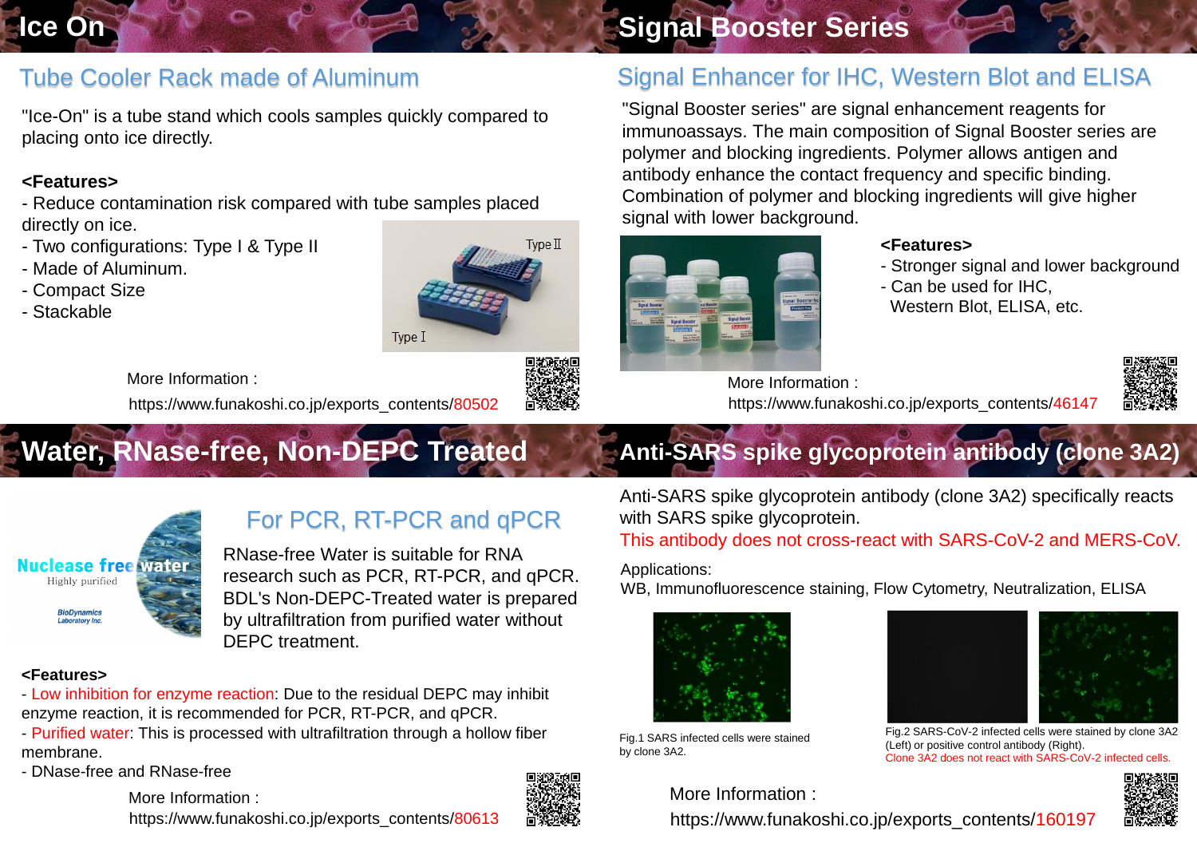## Ice On

### Tube Cooler Rack made of Aluminum

"Ice-On" is a tube stand which cools samples quickly compared to placing onto ice directly.

**<Features>**

- Reduce contamination risk compared with tube samples placed directly on ice.
- Two configurations: Type I & Type II
- Made of Aluminum.
- Compact Size
- Stackable

Type II

Type I

More Information :
https://www.funakoshi.co.jp/exports_contents/80502

## Signal Booster Series

### Signal Enhancer for IHC, Western Blot and ELISA

"Signal Booster series" are signal enhancement reagents for immunoassays. The main composition of Signal Booster series are polymer and blocking ingredients. Polymer allows antigen and antibody enhance the contact frequency and specific binding. Combination of polymer and blocking ingredients will give higher signal with lower background.

**<Features>**

- Stronger signal and lower background
- Can be used for IHC, Western Blot, ELISA, etc.

More Information :
https://www.funakoshi.co.jp/exports_contents/46147

## Water, RNase-free, Non-DEPC Treated

Nuclease free water
Highly purified
BioDynamics Laboratory Inc.

### For PCR, RT-PCR and qPCR

RNase-free Water is suitable for RNA research such as PCR, RT-PCR, and qPCR. BDL's Non-DEPC-Treated water is prepared by ultrafiltration from purified water without DEPC treatment.

**<Features>**

- Low inhibition for enzyme reaction: Due to the residual DEPC may inhibit enzyme reaction, it is recommended for PCR, RT-PCR, and qPCR.
- Purified water: This is processed with ultrafiltration through a hollow fiber membrane.
- DNase-free and RNase-free

More Information :
https://www.funakoshi.co.jp/exports_contents/80613

## Anti-SARS spike glycoprotein antibody (clone 3A2)

Anti-SARS spike glycoprotein antibody (clone 3A2) specifically reacts with SARS spike glycoprotein.
This antibody does not cross-react with SARS-CoV-2 and MERS-CoV.

Applications:
WB, Immunofluorescence staining, Flow Cytometry, Neutralization, ELISA

Fig.1 SARS infected cells were stained by clone 3A2.

Fig.2 SARS-CoV-2 infected cells were stained by clone 3A2 (Left) or positive control antibody (Right).
Clone 3A2 does not react with SARS-CoV-2 infected cells.

More Information :
https://www.funakoshi.co.jp/exports_contents/160197